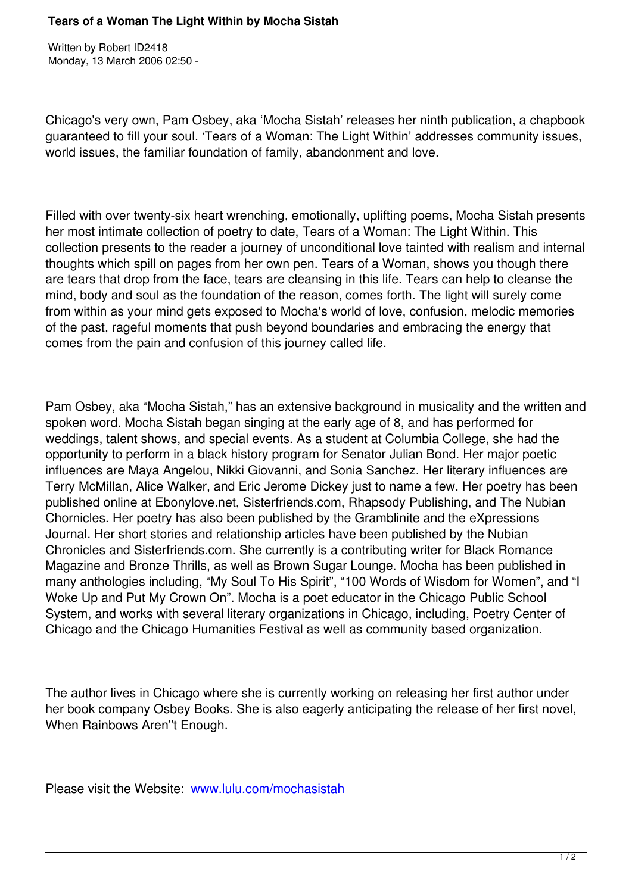# Tears of a Woman The Light Within by Mocha Sistah

Written by Robert ID2418
Monday, 13 March 2006 02:50 -

Chicago's very own, Pam Osbey, aka 'Mocha Sistah' releases her ninth publication, a chapbook guaranteed to fill your soul. 'Tears of a Woman: The Light Within' addresses community issues, world issues, the familiar foundation of family, abandonment and love.

Filled with over twenty-six heart wrenching, emotionally, uplifting poems, Mocha Sistah presents her most intimate collection of poetry to date, Tears of a Woman: The Light Within. This collection presents to the reader a journey of unconditional love tainted with realism and internal thoughts which spill on pages from her own pen. Tears of a Woman, shows you though there are tears that drop from the face, tears are cleansing in this life. Tears can help to cleanse the mind, body and soul as the foundation of the reason, comes forth. The light will surely come from within as your mind gets exposed to Mocha's world of love, confusion, melodic memories of the past, rageful moments that push beyond boundaries and embracing the energy that comes from the pain and confusion of this journey called life.

Pam Osbey, aka "Mocha Sistah," has an extensive background in musicality and the written and spoken word. Mocha Sistah began singing at the early age of 8, and has performed for weddings, talent shows, and special events. As a student at Columbia College, she had the opportunity to perform in a black history program for Senator Julian Bond. Her major poetic influences are Maya Angelou, Nikki Giovanni, and Sonia Sanchez. Her literary influences are Terry McMillan, Alice Walker, and Eric Jerome Dickey just to name a few. Her poetry has been published online at Ebonylove.net, Sisterfriends.com, Rhapsody Publishing, and The Nubian Chornicles. Her poetry has also been published by the Gramblinite and the eXpressions Journal. Her short stories and relationship articles have been published by the Nubian Chronicles and Sisterfriends.com. She currently is a contributing writer for Black Romance Magazine and Bronze Thrills, as well as Brown Sugar Lounge. Mocha has been published in many anthologies including, "My Soul To His Spirit", "100 Words of Wisdom for Women", and "I Woke Up and Put My Crown On". Mocha is a poet educator in the Chicago Public School System, and works with several literary organizations in Chicago, including, Poetry Center of Chicago and the Chicago Humanities Festival as well as community based organization.

The author lives in Chicago where she is currently working on releasing her first author under her book company Osbey Books. She is also eagerly anticipating the release of her first novel, When Rainbows Aren''t Enough.

Please visit the Website: [www.lulu.com/mochasistah](http://www.lulu.com/mochasistah)